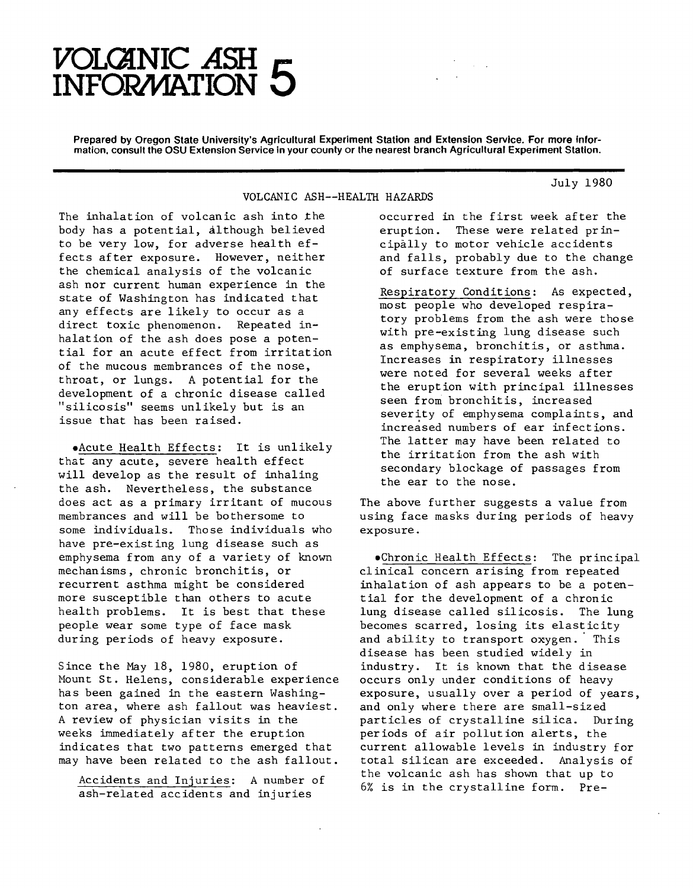# VOLCANIC ASH INFORMATION 5

**Prepared by Oregon State University's Agricultural Experiment Station and Extension Service. For more information, consult the OSU Extension Service in your county or the nearest branch Agricultural Experiment Station.**

July 1980

## VOLCANIC ASH--HEALTH HAZARDS

The inhalation of volcanic ash into the body has a potential, although believed to be very low, for adverse health effects after exposure. However, neither the chemical analysis of the volcanic ash nor current human experience in the state of Washington has indicated that any effects are likely to occur as a direct toxic phenomenon. Repeated inhalation of the ash does pose a potential for an acute effect from irritation of the mucous membrances of the nose, throat, or lungs. A potential for the development of a chronic disease called "silicosis" seems unlikely but is an issue that has been raised.

• Acute Health Effects: It is unlikely that any acute, severe health effect will develop as the result of inhaling the ash. Nevertheless, the substance does act as a primary irritant of mucous membrances and will be bothersome to some individuals. Those individuals who have pre-existing lung disease such as emphysema from any of a variety of known mechanisms, chronic bronchitis, or recurrent asthma might be considered more susceptible than others to acute health problems. It is best that these people wear some type of face mask during periods of heavy exposure.

Since the May 18, 1980, eruption of Mount St. Helens, considerable experience has been gained in the eastern Washington area, where ash fallout was heaviest. A review of physician visits in the weeks immediately after the eruption indicates that two patterns emerged that may have been related to the ash fallout.

Accidents and Injuries: A number of ash-related accidents and injuries occurred in the first week after the eruption. These were related principally to motor vehicle accidents and falls, probably due to the change of surface texture from the ash.

Respiratory Conditions: As expected, most people who developed respiratory problems from the ash were those with pre-existing lung disease such as emphysema, bronchitis, or asthma. Increases in respiratory illnesses were noted for several weeks after the eruption with principal illnesses seen from bronchitis, increased severity of emphysema complaints, and increased numbers of ear infections. The latter may have been related to the irritation from the ash with secondary blockage of passages from the ear to the nose.

The above further suggests a value from using face masks during periods of heavy exposure.

• Chronic Health Effects: The principal clinical concern arising from repeated inhalation of ash appears to be a potential for the development of a chronic lung disease called silicosis. The lung becomes scarred, losing its elasticity and ability to transport oxygen. This disease has been studied widely in industry. It is known that the disease occurs only under conditions of heavy exposure, usually over a period of years, and only where there are small-sized particles of crystalline silica. During periods of air pollution alerts, the current allowable levels in industry for total silican are exceeded. Analysis of the volcanic ash has shown that up to 6% is in the crystalline form. Pre-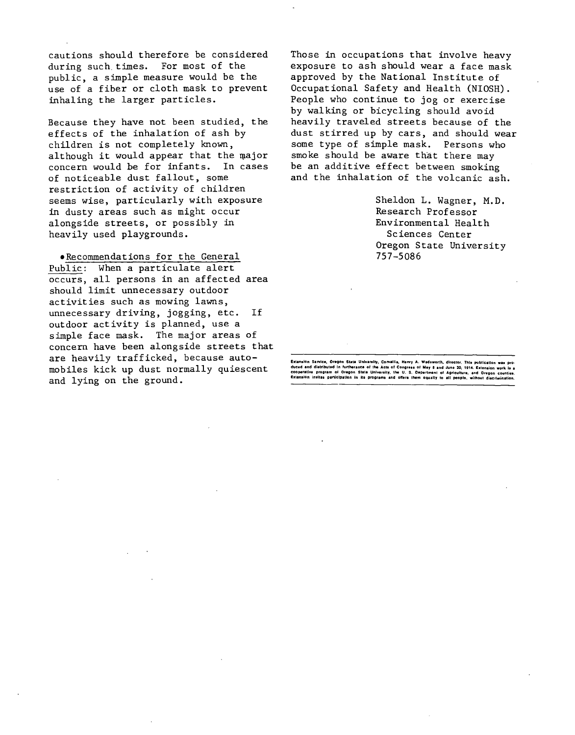cautions should therefore be considered during such times. For most of the public, a simple measure would be the use of a fiber or cloth mask to prevent inhaling the larger particles.

Because they have not been studied, the effects of the inhalation of ash by children is not completely known, although it would appear that the major concern would be for infants. In cases of noticeable dust fallout, some restriction of activity of children seems wise, particularly with exposure in dusty areas such as might occur alongside streets, or possibly in heavily used playgrounds.

- <u>Recommendations for the General Public</u>: When a particulate alert occurs, all persons in an affected area should limit unnecessary outdoor activities such as mowing lawns, unnecessary driving, jogging, etc. If outdoor activity is planned, use a simple face mask. The major areas of concern have been alongside streets that are heavily trafficked, because automobiles kick up dust normally quiescent and lying on the ground.

Those in occupations that involve heavy exposure to ash should wear a face mask approved by the National Institute of Occupational Safety and Health (NIOSH). People who continue to jog or exercise by walking or bicycling should avoid heavily traveled streets because of the dust stirred up by cars, and should wear some type of simple mask. Persons who smoke should be aware that there may be an additive effect between smoking and the inhalation of the volcanic ash.

Sheldon L. Wagner, M.D.
Research Professor
Environmental Health
Sciences Center
Oregon State University
757-5086

---

Extension Service, Oregon State University, Corvallis, Henry A. Wadsworth, director. This publication was produced and distributed in furtherance of the Acts of Congress of May 8 and June 30, 1914. Extension work is a cooperative program of Oregon State University, the U. S. Department of Agriculture, and Oregon counties. Extension invites participation in its programs and offers them equally to all people, without discrimination.

---